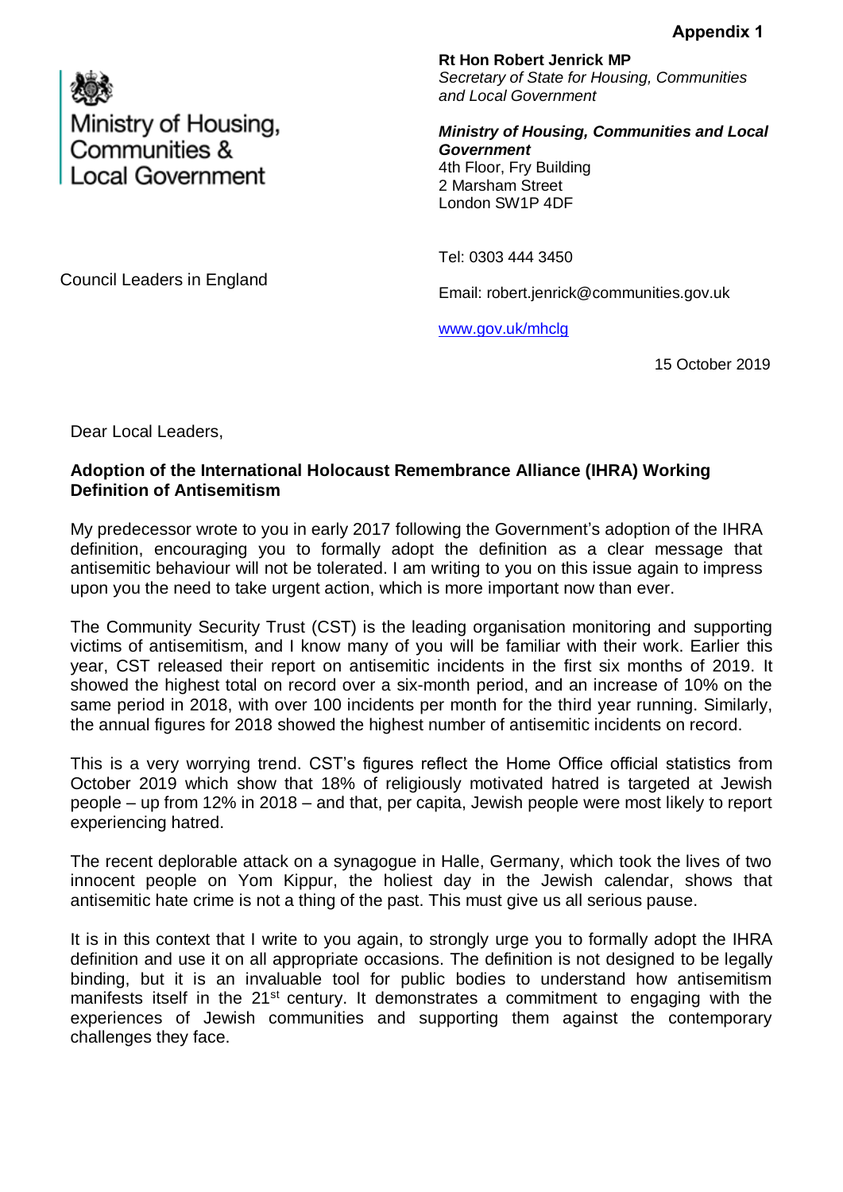**Appendix 1**

Ministry of Housing, Communities & Local Government

**Rt Hon Robert Jenrick MP**
*Secretary of State for Housing, Communities and Local Government*

***Ministry of Housing, Communities and Local Government***
4th Floor, Fry Building
2 Marsham Street
London SW1P 4DF

Tel: 0303 444 3450

Email: robert.jenrick@communities.gov.uk

www.gov.uk/mhclg

Council Leaders in England

15 October 2019

Dear Local Leaders,

**Adoption of the International Holocaust Remembrance Alliance (IHRA) Working Definition of Antisemitism**

My predecessor wrote to you in early 2017 following the Government's adoption of the IHRA definition, encouraging you to formally adopt the definition as a clear message that antisemitic behaviour will not be tolerated. I am writing to you on this issue again to impress upon you the need to take urgent action, which is more important now than ever.

The Community Security Trust (CST) is the leading organisation monitoring and supporting victims of antisemitism, and I know many of you will be familiar with their work. Earlier this year, CST released their report on antisemitic incidents in the first six months of 2019. It showed the highest total on record over a six-month period, and an increase of 10% on the same period in 2018, with over 100 incidents per month for the third year running. Similarly, the annual figures for 2018 showed the highest number of antisemitic incidents on record.

This is a very worrying trend. CST's figures reflect the Home Office official statistics from October 2019 which show that 18% of religiously motivated hatred is targeted at Jewish people – up from 12% in 2018 – and that, per capita, Jewish people were most likely to report experiencing hatred.

The recent deplorable attack on a synagogue in Halle, Germany, which took the lives of two innocent people on Yom Kippur, the holiest day in the Jewish calendar, shows that antisemitic hate crime is not a thing of the past. This must give us all serious pause.

It is in this context that I write to you again, to strongly urge you to formally adopt the IHRA definition and use it on all appropriate occasions. The definition is not designed to be legally binding, but it is an invaluable tool for public bodies to understand how antisemitism manifests itself in the 21st century. It demonstrates a commitment to engaging with the experiences of Jewish communities and supporting them against the contemporary challenges they face.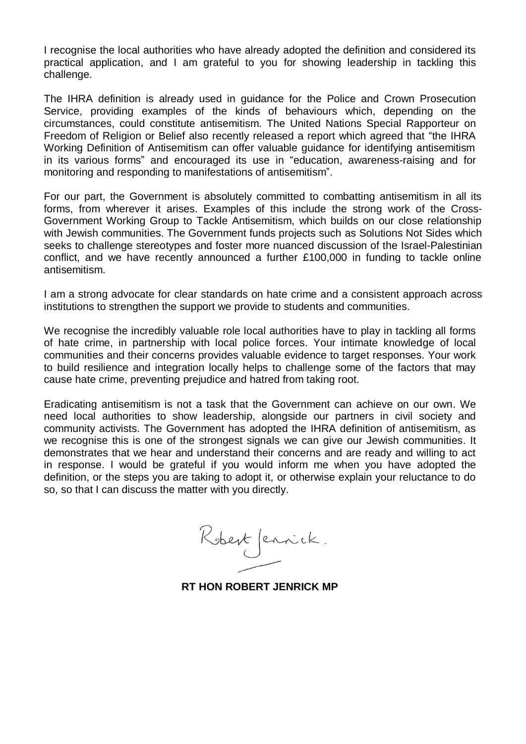I recognise the local authorities who have already adopted the definition and considered its practical application, and I am grateful to you for showing leadership in tackling this challenge.

The IHRA definition is already used in guidance for the Police and Crown Prosecution Service, providing examples of the kinds of behaviours which, depending on the circumstances, could constitute antisemitism. The United Nations Special Rapporteur on Freedom of Religion or Belief also recently released a report which agreed that "the IHRA Working Definition of Antisemitism can offer valuable guidance for identifying antisemitism in its various forms" and encouraged its use in "education, awareness-raising and for monitoring and responding to manifestations of antisemitism".

For our part, the Government is absolutely committed to combatting antisemitism in all its forms, from wherever it arises. Examples of this include the strong work of the Cross-Government Working Group to Tackle Antisemitism, which builds on our close relationship with Jewish communities. The Government funds projects such as Solutions Not Sides which seeks to challenge stereotypes and foster more nuanced discussion of the Israel-Palestinian conflict, and we have recently announced a further £100,000 in funding to tackle online antisemitism.

I am a strong advocate for clear standards on hate crime and a consistent approach across institutions to strengthen the support we provide to students and communities.

We recognise the incredibly valuable role local authorities have to play in tackling all forms of hate crime, in partnership with local police forces. Your intimate knowledge of local communities and their concerns provides valuable evidence to target responses. Your work to build resilience and integration locally helps to challenge some of the factors that may cause hate crime, preventing prejudice and hatred from taking root.

Eradicating antisemitism is not a task that the Government can achieve on our own. We need local authorities to show leadership, alongside our partners in civil society and community activists. The Government has adopted the IHRA definition of antisemitism, as we recognise this is one of the strongest signals we can give our Jewish communities. It demonstrates that we hear and understand their concerns and are ready and willing to act in response. I would be grateful if you would inform me when you have adopted the definition, or the steps you are taking to adopt it, or otherwise explain your reluctance to do so, so that I can discuss the matter with you directly.

Robert Jenrick.

**RT HON ROBERT JENRICK MP**